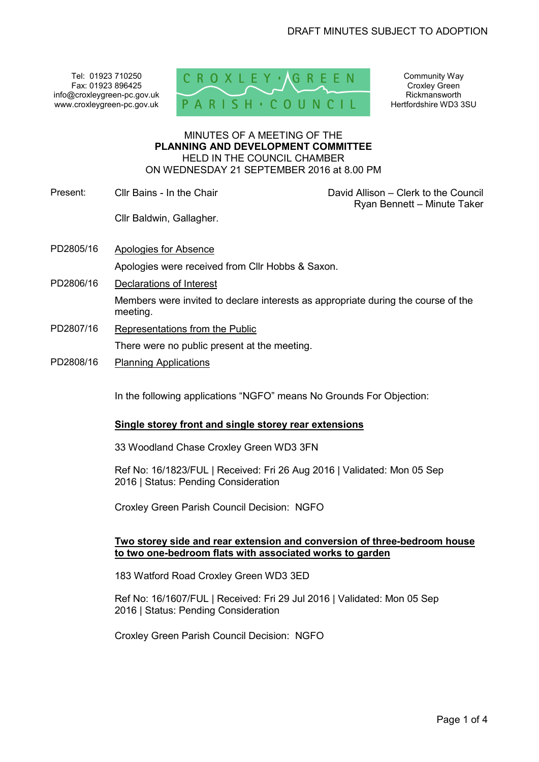DRAFT MINUTES SUBJECT TO ADOPTION

Tel: 01923 710250
Fax: 01923 896425
info@croxleygreen-pc.gov.uk
www.croxleygreen-pc.gov.uk

CROXLEY · GREEN
PARISH · COUNCIL

Community Way
Croxley Green
Rickmansworth
Hertfordshire WD3 3SU

MINUTES OF A MEETING OF THE
**PLANNING AND DEVELOPMENT COMMITTEE**
HELD IN THE COUNCIL CHAMBER
ON WEDNESDAY 21 SEPTEMBER 2016 at 8.00 PM

Present: Cllr Bains - In the Chair

Cllr Baldwin, Gallagher.

David Allison – Clerk to the Council
Ryan Bennett – Minute Taker

PD2805/16 Apologies for Absence

Apologies were received from Cllr Hobbs & Saxon.

PD2806/16 Declarations of Interest

Members were invited to declare interests as appropriate during the course of the meeting.

PD2807/16 Representations from the Public

There were no public present at the meeting.

PD2808/16 Planning Applications

In the following applications "NGFO" means No Grounds For Objection:

**Single storey front and single storey rear extensions**

33 Woodland Chase Croxley Green WD3 3FN

Ref No: 16/1823/FUL | Received: Fri 26 Aug 2016 | Validated: Mon 05 Sep 2016 | Status: Pending Consideration

Croxley Green Parish Council Decision: NGFO

**Two storey side and rear extension and conversion of three-bedroom house to two one-bedroom flats with associated works to garden**

183 Watford Road Croxley Green WD3 3ED

Ref No: 16/1607/FUL | Received: Fri 29 Jul 2016 | Validated: Mon 05 Sep 2016 | Status: Pending Consideration

Croxley Green Parish Council Decision: NGFO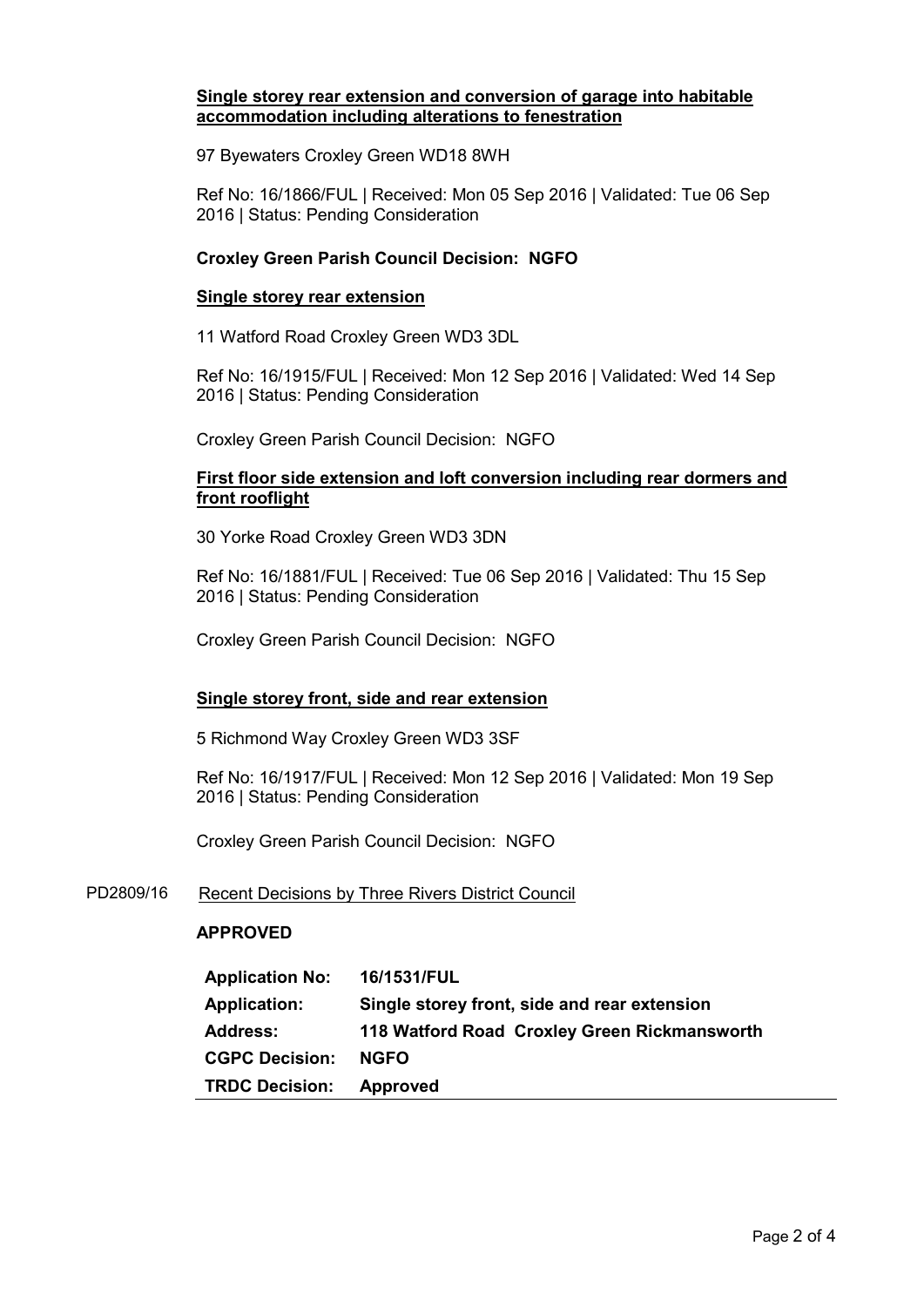**Single storey rear extension and conversion of garage into habitable accommodation including alterations to fenestration**

97 Byewaters Croxley Green WD18 8WH

Ref No: 16/1866/FUL | Received: Mon 05 Sep 2016 | Validated: Tue 06 Sep 2016 | Status: Pending Consideration

**Croxley Green Parish Council Decision: NGFO**

**Single storey rear extension**

11 Watford Road Croxley Green WD3 3DL

Ref No: 16/1915/FUL | Received: Mon 12 Sep 2016 | Validated: Wed 14 Sep 2016 | Status: Pending Consideration

Croxley Green Parish Council Decision: NGFO

**First floor side extension and loft conversion including rear dormers and front rooflight**

30 Yorke Road Croxley Green WD3 3DN

Ref No: 16/1881/FUL | Received: Tue 06 Sep 2016 | Validated: Thu 15 Sep 2016 | Status: Pending Consideration

Croxley Green Parish Council Decision: NGFO

**Single storey front, side and rear extension**

5 Richmond Way Croxley Green WD3 3SF

Ref No: 16/1917/FUL | Received: Mon 12 Sep 2016 | Validated: Mon 19 Sep 2016 | Status: Pending Consideration

Croxley Green Parish Council Decision: NGFO

PD2809/16 Recent Decisions by Three Rivers District Council

**APPROVED**

| | |
|---|---|
| **Application No:** | **16/1531/FUL** |
| **Application:** | **Single storey front, side and rear extension** |
| **Address:** | **118 Watford Road Croxley Green Rickmansworth** |
| **CGPC Decision:** | **NGFO** |
| **TRDC Decision:** | **Approved** |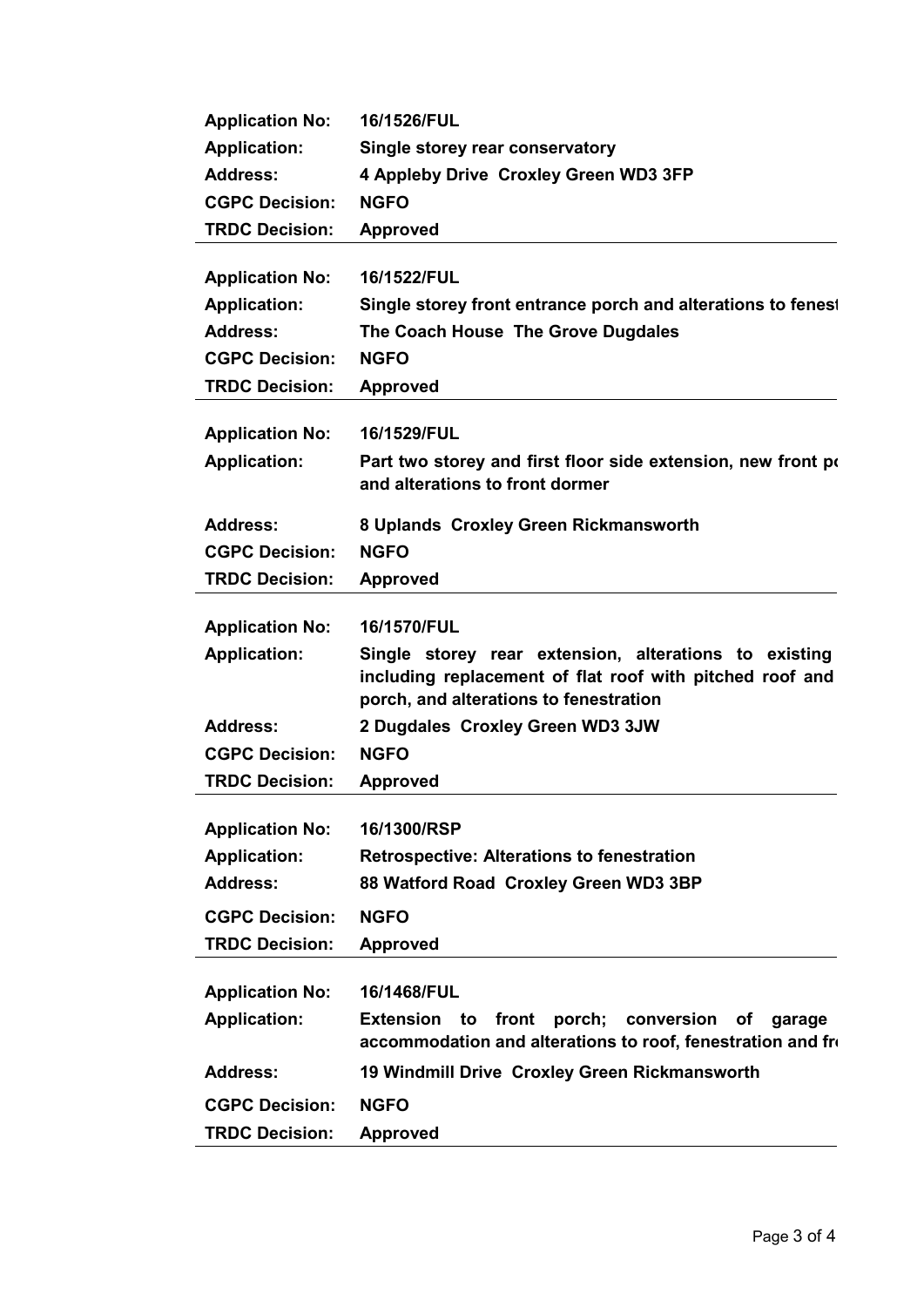| | |
|---|---|
| **Application No:** | **16/1526/FUL** |
| **Application:** | **Single storey rear conservatory** |
| **Address:** | **4 Appleby Drive Croxley Green WD3 3FP** |
| **CGPC Decision:** | **NGFO** |
| **TRDC Decision:** | **Approved** |

| | |
|---|---|
| **Application No:** | **16/1522/FUL** |
| **Application:** | **Single storey front entrance porch and alterations to fenest** |
| **Address:** | **The Coach House The Grove Dugdales** |
| **CGPC Decision:** | **NGFO** |
| **TRDC Decision:** | **Approved** |

| | |
|---|---|
| **Application No:** | **16/1529/FUL** |
| **Application:** | **Part two storey and first floor side extension, new front po and alterations to front dormer** |
| **Address:** | **8 Uplands Croxley Green Rickmansworth** |
| **CGPC Decision:** | **NGFO** |
| **TRDC Decision:** | **Approved** |

| | |
|---|---|
| **Application No:** | **16/1570/FUL** |
| **Application:** | **Single storey rear extension, alterations to existing including replacement of flat roof with pitched roof and porch, and alterations to fenestration** |
| **Address:** | **2 Dugdales Croxley Green WD3 3JW** |
| **CGPC Decision:** | **NGFO** |
| **TRDC Decision:** | **Approved** |

| | |
|---|---|
| **Application No:** | **16/1300/RSP** |
| **Application:** | **Retrospective: Alterations to fenestration** |
| **Address:** | **88 Watford Road Croxley Green WD3 3BP** |
| **CGPC Decision:** | **NGFO** |
| **TRDC Decision:** | **Approved** |

| | |
|---|---|
| **Application No:** | **16/1468/FUL** |
| **Application:** | **Extension to front porch; conversion of garage accommodation and alterations to roof, fenestration and fr** |
| **Address:** | **19 Windmill Drive Croxley Green Rickmansworth** |
| **CGPC Decision:** | **NGFO** |
| **TRDC Decision:** | **Approved** |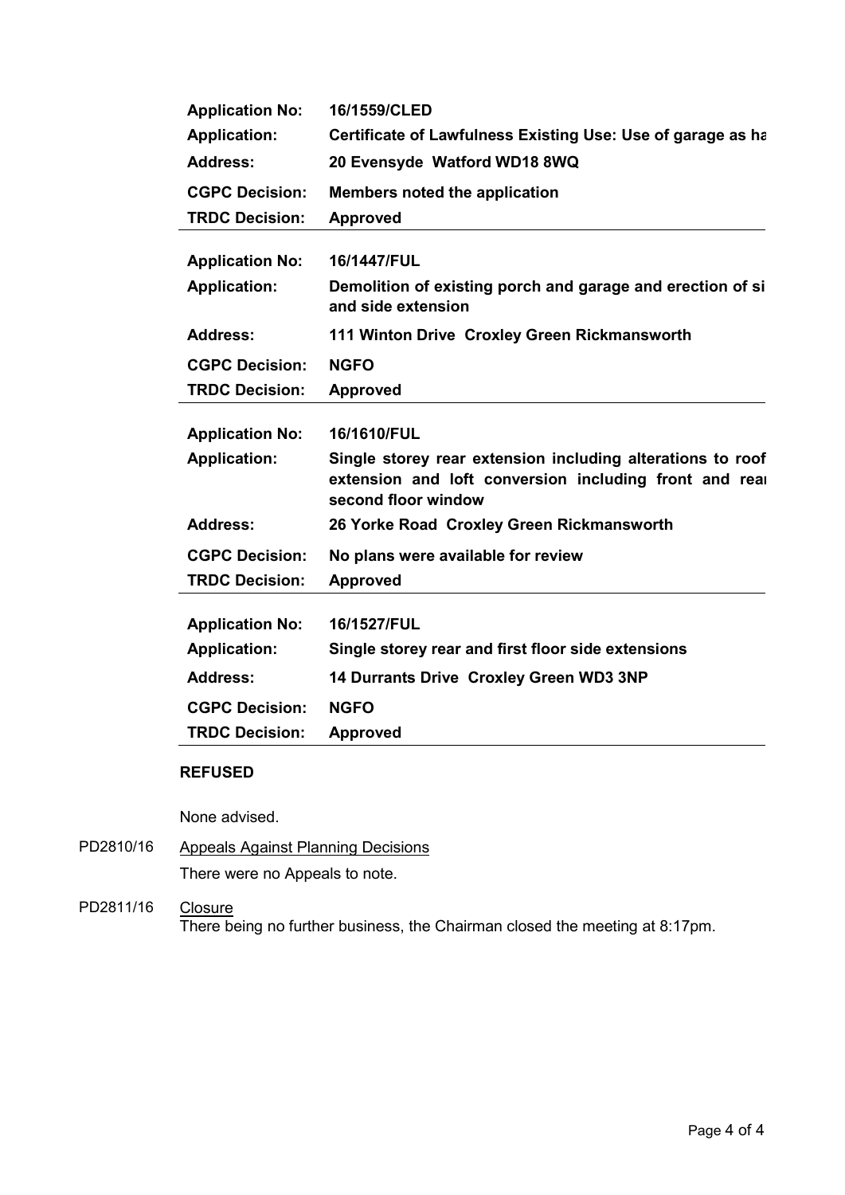| | |
|---|---|
| **Application No:** | **16/1559/CLED** |
| **Application:** | **Certificate of Lawfulness Existing Use: Use of garage as ha** |
| **Address:** | **20 Evensyde Watford WD18 8WQ** |
| **CGPC Decision:** | **Members noted the application** |
| **TRDC Decision:** | **Approved** |

| | |
|---|---|
| **Application No:** | **16/1447/FUL** |
| **Application:** | **Demolition of existing porch and garage and erection of si and side extension** |
| **Address:** | **111 Winton Drive Croxley Green Rickmansworth** |
| **CGPC Decision:** | **NGFO** |
| **TRDC Decision:** | **Approved** |

| | |
|---|---|
| **Application No:** | **16/1610/FUL** |
| **Application:** | **Single storey rear extension including alterations to roof extension and loft conversion including front and rear second floor window** |
| **Address:** | **26 Yorke Road Croxley Green Rickmansworth** |
| **CGPC Decision:** | **No plans were available for review** |
| **TRDC Decision:** | **Approved** |

| | |
|---|---|
| **Application No:** | **16/1527/FUL** |
| **Application:** | **Single storey rear and first floor side extensions** |
| **Address:** | **14 Durrants Drive Croxley Green WD3 3NP** |
| **CGPC Decision:** | **NGFO** |
| **TRDC Decision:** | **Approved** |

**REFUSED**

None advised.

PD2810/16 Appeals Against Planning Decisions

There were no Appeals to note.

PD2811/16 Closure

There being no further business, the Chairman closed the meeting at 8:17pm.